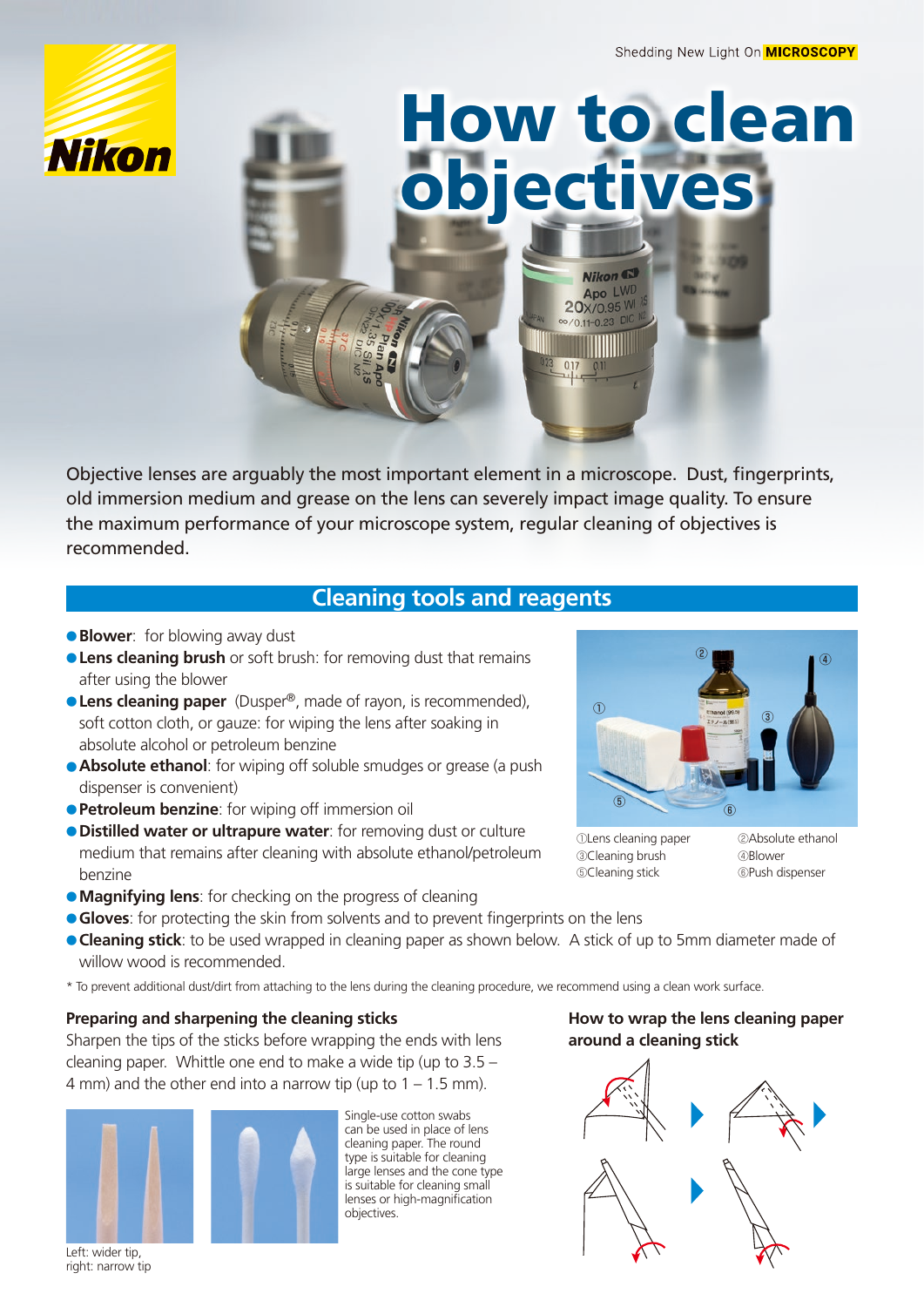Shedding New Light On **MICROSCOPY**

# How to clean objectives

Objective lenses are arguably the most important element in a microscope. Dust, fingerprints, old immersion medium and grease on the lens can severely impact image quality. To ensure the maximum performance of your microscope system, regular cleaning of objectives is recommended.

## Cleaning tools and reagents

- **Blower**: for blowing away dust
- **Lens cleaning brush** or soft brush: for removing dust that remains after using the blower
- **Lens cleaning paper** (Dusper®, made of rayon, is recommended), soft cotton cloth, or gauze: for wiping the lens after soaking in absolute alcohol or petroleum benzine
- **Absolute ethanol**: for wiping off soluble smudges or grease (a push dispenser is convenient)
- **Petroleum benzine**: for wiping off immersion oil
- **Distilled water or ultrapure water**: for removing dust or culture medium that remains after cleaning with absolute ethanol/petroleum benzine
- **Magnifying lens**: for checking on the progress of cleaning
- **Gloves**: for protecting the skin from solvents and to prevent fingerprints on the lens
- **Cleaning stick**: to be used wrapped in cleaning paper as shown below. A stick of up to 5mm diameter made of willow wood is recommended.

①Lens cleaning paper ②Absolute ethanol
③Cleaning brush ④Blower
⑤Cleaning stick ⑥Push dispenser

* To prevent additional dust/dirt from attaching to the lens during the cleaning procedure, we recommend using a clean work surface.

### Preparing and sharpening the cleaning sticks

Sharpen the tips of the sticks before wrapping the ends with lens cleaning paper. Whittle one end to make a wide tip (up to 3.5 – 4 mm) and the other end into a narrow tip (up to 1 – 1.5 mm).

Left: wider tip, right: narrow tip

Single-use cotton swabs can be used in place of lens cleaning paper. The round type is suitable for cleaning large lenses and the cone type is suitable for cleaning small lenses or high-magnification objectives.

### How to wrap the lens cleaning paper around a cleaning stick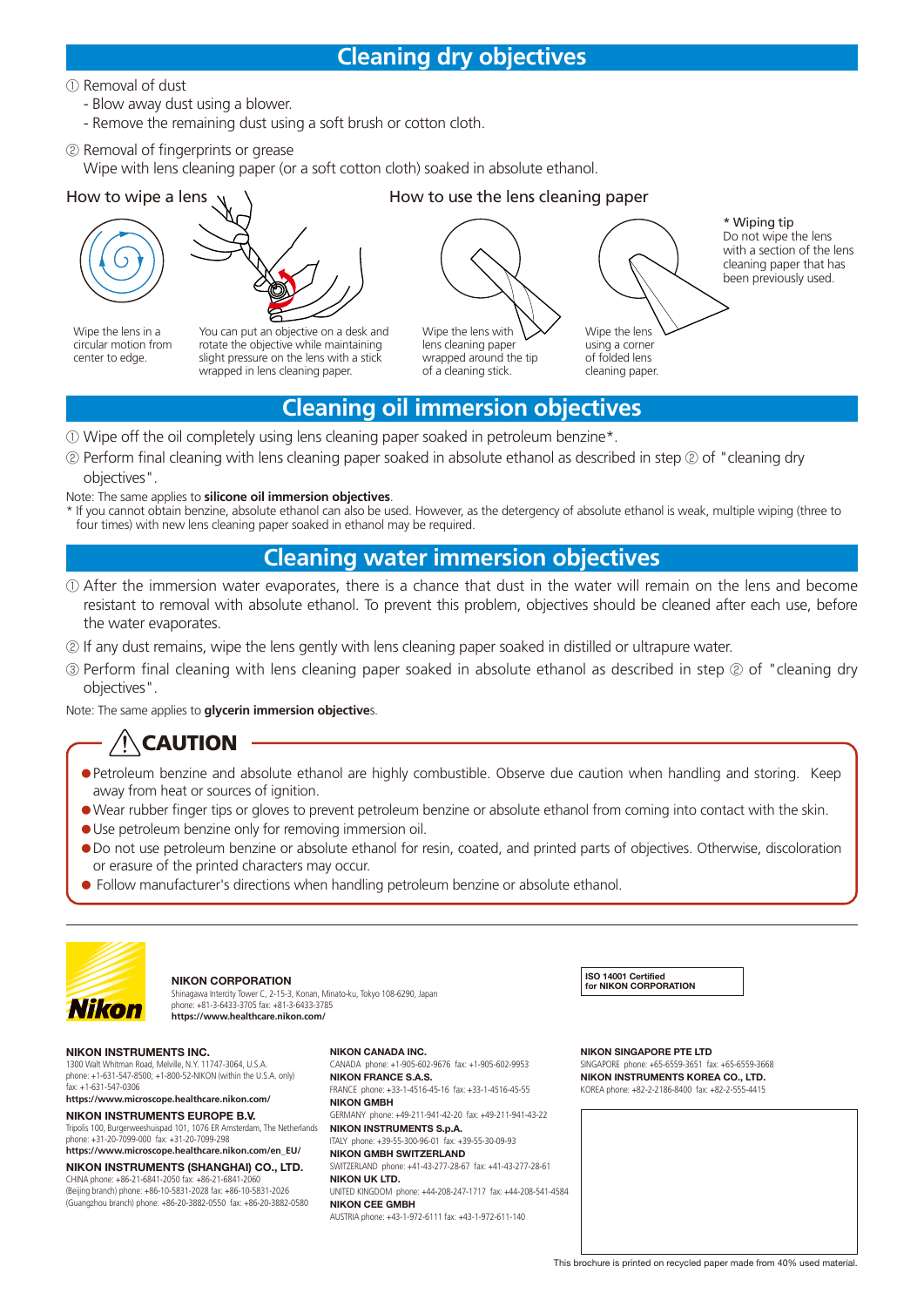## Cleaning dry objectives

① Removal of dust
- Blow away dust using a blower.
- Remove the remaining dust using a soft brush or cotton cloth.

② Removal of fingerprints or grease
Wipe with lens cleaning paper (or a soft cotton cloth) soaked in absolute ethanol.

### How to wipe a lens

Wipe the lens in a circular motion from center to edge.

You can put an objective on a desk and rotate the objective while maintaining slight pressure on the lens with a stick wrapped in lens cleaning paper.

### How to use the lens cleaning paper

Wipe the lens with lens cleaning paper wrapped around the tip of a cleaning stick.

Wipe the lens using a corner of folded lens cleaning paper.

* Wiping tip
Do not wipe the lens with a section of the lens cleaning paper that has been previously used.

## Cleaning oil immersion objectives

① Wipe off the oil completely using lens cleaning paper soaked in petroleum benzine*.

② Perform final cleaning with lens cleaning paper soaked in absolute ethanol as described in step ② of "cleaning dry objectives".

Note: The same applies to **silicone oil immersion objectives**.

* If you cannot obtain benzine, absolute ethanol can also be used. However, as the detergency of absolute ethanol is weak, multiple wiping (three to four times) with new lens cleaning paper soaked in ethanol may be required.

## Cleaning water immersion objectives

① After the immersion water evaporates, there is a chance that dust in the water will remain on the lens and become resistant to removal with absolute ethanol. To prevent this problem, objectives should be cleaned after each use, before the water evaporates.

② If any dust remains, wipe the lens gently with lens cleaning paper soaked in distilled or ultrapure water.

③ Perform final cleaning with lens cleaning paper soaked in absolute ethanol as described in step ② of "cleaning dry objectives".

Note: The same applies to **glycerin immersion objective**s.

## ⚠ CAUTION

- Petroleum benzine and absolute ethanol are highly combustible. Observe due caution when handling and storing. Keep away from heat or sources of ignition.
- Wear rubber finger tips or gloves to prevent petroleum benzine or absolute ethanol from coming into contact with the skin.
- Use petroleum benzine only for removing immersion oil.
- Do not use petroleum benzine or absolute ethanol for resin, coated, and printed parts of objectives. Otherwise, discoloration or erasure of the printed characters may occur.
- Follow manufacturer's directions when handling petroleum benzine or absolute ethanol.

---

Nikon

**NIKON CORPORATION**
Shinagawa Intercity Tower C, 2-15-3, Konan, Minato-ku, Tokyo 108-6290, Japan
phone: +81-3-6433-3705 fax: +81-3-6433-3785
**https://www.healthcare.nikon.com/**

ISO 14001 Certified for NIKON CORPORATION

**NIKON INSTRUMENTS INC.**
1300 Walt Whitman Road, Melville, N.Y. 11747-3064, U.S.A.
phone: +1-631-547-8500; +1-800-52-NIKON (within the U.S.A. only)
fax: +1-631-547-0306
**https://www.microscope.healthcare.nikon.com/**

**NIKON INSTRUMENTS EUROPE B.V.**
Tripolis 100, Burgerweeshuispad 101, 1076 ER Amsterdam, The Netherlands
phone: +31-20-7099-000 fax: +31-20-7099-298
**https://www.microscope.healthcare.nikon.com/en_EU/**

**NIKON INSTRUMENTS (SHANGHAI) CO., LTD.**
CHINA phone: +86-21-6841-2050 fax: +86-21-6841-2060
(Beijing branch) phone: +86-10-5831-2028 fax: +86-10-5831-2026
(Guangzhou branch) phone: +86-20-3882-0550 fax: +86-20-3882-0580

**NIKON CANADA INC.**
CANADA phone: +1-905-602-9676 fax: +1-905-602-9953

**NIKON FRANCE S.A.S.**
FRANCE phone: +33-1-4516-45-16 fax: +33-1-4516-45-55

**NIKON GMBH**
GERMANY phone: +49-211-941-42-20 fax: +49-211-941-43-22

**NIKON INSTRUMENTS S.p.A.**
ITALY phone: +39-55-300-96-01 fax: +39-55-30-09-93

**NIKON GMBH SWITZERLAND**
SWITZERLAND phone: +41-43-277-28-67 fax: +41-43-277-28-61

**NIKON UK LTD.**
UNITED KINGDOM phone: +44-208-247-1717 fax: +44-208-541-4584

**NIKON CEE GMBH**
AUSTRIA phone: +43-1-972-6111 fax: +43-1-972-611-140

**NIKON SINGAPORE PTE LTD**
SINGAPORE phone: +65-6559-3651 fax: +65-6559-3668

**NIKON INSTRUMENTS KOREA CO., LTD.**
KOREA phone: +82-2-2186-8400 fax: +82-2-555-4415

This brochure is printed on recycled paper made from 40% used material.